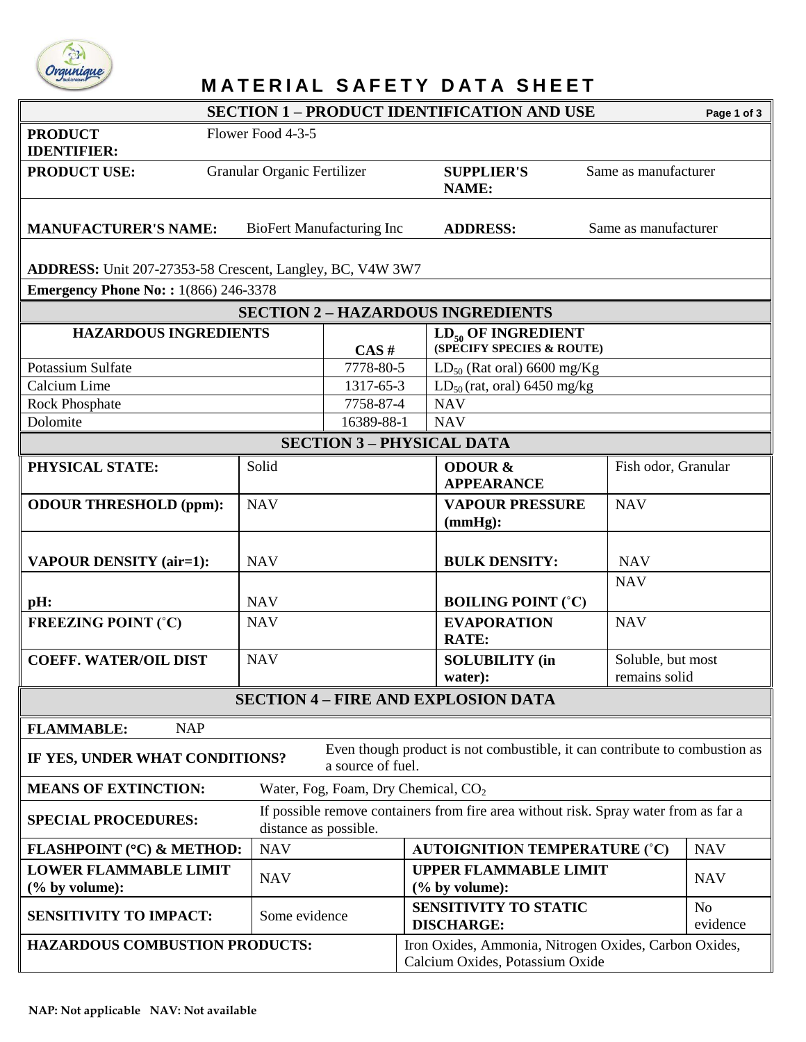# MATERIAL SAFETY DATA SHEET

## SECTION 1 – PRODUCT IDENTIFICATION AND USE

| | | | |
|---|---|---|---|
| **PRODUCT IDENTIFIER:** | Flower Food 4-3-5 | | |
| **PRODUCT USE:** | Granular Organic Fertilizer | **SUPPLIER'S NAME:** | Same as manufacturer |
| **MANUFACTURER'S NAME:** | BioFert Manufacturing Inc | **ADDRESS:** | Same as manufacturer |

**ADDRESS:** Unit 207-27353-58 Crescent, Langley, BC, V4W 3W7

**Emergency Phone No: :** 1(866) 246-3378

## SECTION 2 – HAZARDOUS INGREDIENTS

| HAZARDOUS INGREDIENTS | CAS # | $LD_{50}$ OF INGREDIENT (SPECIFY SPECIES & ROUTE) |
|---|---|---|
| Potassium Sulfate | 7778-80-5 | $LD_{50}$ (Rat oral) 6600 mg/Kg |
| Calcium Lime | 1317-65-3 | $LD_{50}$ (rat, oral) 6450 mg/kg |
| Rock Phosphate | 7758-87-4 | NAV |
| Dolomite | 16389-88-1 | NAV |

## SECTION 3 – PHYSICAL DATA

| | | | |
|---|---|---|---|
| **PHYSICAL STATE:** | Solid | **ODOUR & APPEARANCE** | Fish odor, Granular |
| **ODOUR THRESHOLD (ppm):** | NAV | **VAPOUR PRESSURE (mmHg):** | NAV |
| **VAPOUR DENSITY (air=1):** | NAV | **BULK DENSITY:** | NAV |
| **pH:** | NAV | **BOILING POINT (˚C)** | NAV |
| **FREEZING POINT (˚C)** | NAV | **EVAPORATION RATE:** | NAV |
| **COEFF. WATER/OIL DIST** | NAV | **SOLUBILITY (in water):** | Soluble, but most remains solid |

## SECTION 4 – FIRE AND EXPLOSION DATA

**FLAMMABLE:** NAP

**IF YES, UNDER WHAT CONDITIONS?** Even though product is not combustible, it can contribute to combustion as a source of fuel.

**MEANS OF EXTINCTION:** Water, Fog, Foam, Dry Chemical, $CO_2$

**SPECIAL PROCEDURES:** If possible remove containers from fire area without risk. Spray water from as far a distance as possible.

| | | | |
|---|---|---|---|
| **FLASHPOINT (°C) & METHOD:** | NAV | **AUTOIGNITION TEMPERATURE (˚C)** | NAV |
| **LOWER FLAMMABLE LIMIT (% by volume):** | NAV | **UPPER FLAMMABLE LIMIT (% by volume):** | NAV |
| **SENSITIVITY TO IMPACT:** | Some evidence | **SENSITIVITY TO STATIC DISCHARGE:** | No evidence |

**HAZARDOUS COMBUSTION PRODUCTS:** Iron Oxides, Ammonia, Nitrogen Oxides, Carbon Oxides, Calcium Oxides, Potassium Oxide

**NAP: Not applicable NAV: Not available**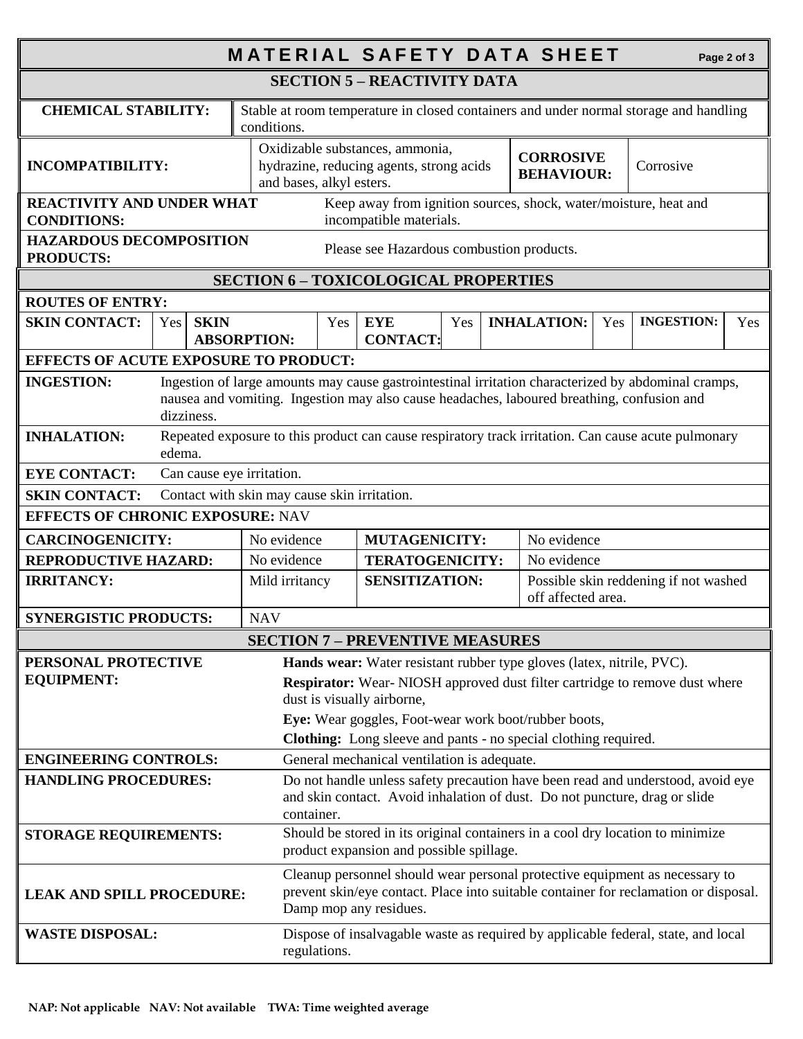# MATERIAL SAFETY DATA SHEET

## SECTION 5 – REACTIVITY DATA

| | |
|---|---|
| **CHEMICAL STABILITY:** | Stable at room temperature in closed containers and under normal storage and handling conditions. |

| | | | |
|---|---|---|---|
| **INCOMPATIBILITY:** | Oxidizable substances, ammonia, hydrazine, reducing agents, strong acids and bases, alkyl esters. | **CORROSIVE BEHAVIOUR:** | Corrosive |

| | |
|---|---|
| **REACTIVITY AND UNDER WHAT CONDITIONS:** | Keep away from ignition sources, shock, water/moisture, heat and incompatible materials. |
| **HAZARDOUS DECOMPOSITION PRODUCTS:** | Please see Hazardous combustion products. |

## SECTION 6 – TOXICOLOGICAL PROPERTIES

**ROUTES OF ENTRY:**

| **SKIN CONTACT:** | Yes | **SKIN ABSORPTION:** | Yes | **EYE CONTACT:** | Yes | **INHALATION:** | Yes | **INGESTION:** | Yes |
|---|---|---|---|---|---|---|---|---|---|

**EFFECTS OF ACUTE EXPOSURE TO PRODUCT:**

| | |
|---|---|
| **INGESTION:** | Ingestion of large amounts may cause gastrointestinal irritation characterized by abdominal cramps, nausea and vomiting. Ingestion may also cause headaches, laboured breathing, confusion and dizziness. |
| **INHALATION:** | Repeated exposure to this product can cause respiratory track irritation. Can cause acute pulmonary edema. |
| **EYE CONTACT:** | Can cause eye irritation. |
| **SKIN CONTACT:** | Contact with skin may cause skin irritation. |

**EFFECTS OF CHRONIC EXPOSURE:** NAV

| | | | |
|---|---|---|---|
| **CARCINOGENICITY:** | No evidence | **MUTAGENICITY:** | No evidence |
| **REPRODUCTIVE HAZARD:** | No evidence | **TERATOGENICITY:** | No evidence |
| **IRRITANCY:** | Mild irritancy | **SENSITIZATION:** | Possible skin reddening if not washed off affected area. |
| **SYNERGISTIC PRODUCTS:** | NAV | | |

## SECTION 7 – PREVENTIVE MEASURES

| | |
|---|---|
| **PERSONAL PROTECTIVE EQUIPMENT:** | **Hands wear:** Water resistant rubber type gloves (latex, nitrile, PVC).<br>**Respirator:** Wear- NIOSH approved dust filter cartridge to remove dust where dust is visually airborne,<br>**Eye:** Wear goggles, Foot-wear work boot/rubber boots,<br>**Clothing:** Long sleeve and pants - no special clothing required. |
| **ENGINEERING CONTROLS:** | General mechanical ventilation is adequate. |
| **HANDLING PROCEDURES:** | Do not handle unless safety precaution have been read and understood, avoid eye and skin contact. Avoid inhalation of dust. Do not puncture, drag or slide container. |
| **STORAGE REQUIREMENTS:** | Should be stored in its original containers in a cool dry location to minimize product expansion and possible spillage. |
| **LEAK AND SPILL PROCEDURE:** | Cleanup personnel should wear personal protective equipment as necessary to prevent skin/eye contact. Place into suitable container for reclamation or disposal. Damp mop any residues. |
| **WASTE DISPOSAL:** | Dispose of insalvagable waste as required by applicable federal, state, and local regulations. |

**NAP: Not applicable NAV: Not available TWA: Time weighted average**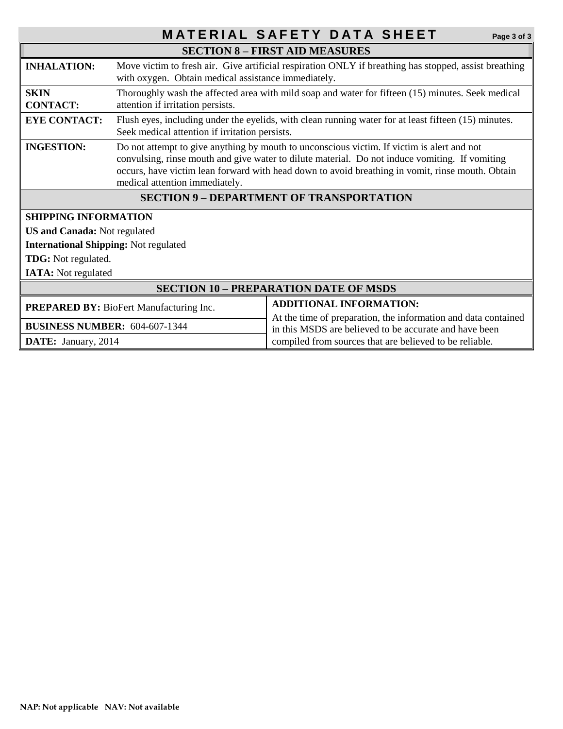# MATERIAL SAFETY DATA SHEET

## SECTION 8 – FIRST AID MEASURES

| | |
|---|---|
| **INHALATION:** | Move victim to fresh air. Give artificial respiration ONLY if breathing has stopped, assist breathing with oxygen. Obtain medical assistance immediately. |
| **SKIN CONTACT:** | Thoroughly wash the affected area with mild soap and water for fifteen (15) minutes. Seek medical attention if irritation persists. |
| **EYE CONTACT:** | Flush eyes, including under the eyelids, with clean running water for at least fifteen (15) minutes. Seek medical attention if irritation persists. |
| **INGESTION:** | Do not attempt to give anything by mouth to unconscious victim. If victim is alert and not convulsing, rinse mouth and give water to dilute material. Do not induce vomiting. If vomiting occurs, have victim lean forward with head down to avoid breathing in vomit, rinse mouth. Obtain medical attention immediately. |

## SECTION 9 – DEPARTMENT OF TRANSPORTATION

**SHIPPING INFORMATION**

**US and Canada:** Not regulated

**International Shipping:** Not regulated

**TDG:** Not regulated.

**IATA:** Not regulated

## SECTION 10 – PREPARATION DATE OF MSDS

| | |
|---|---|
| **PREPARED BY:** BioFert Manufacturing Inc. | **ADDITIONAL INFORMATION:** At the time of preparation, the information and data contained in this MSDS are believed to be accurate and have been compiled from sources that are believed to be reliable. |
| **BUSINESS NUMBER:** 604-607-1344 | |
| **DATE:** January, 2014 | |

**NAP: Not applicable NAV: Not available**